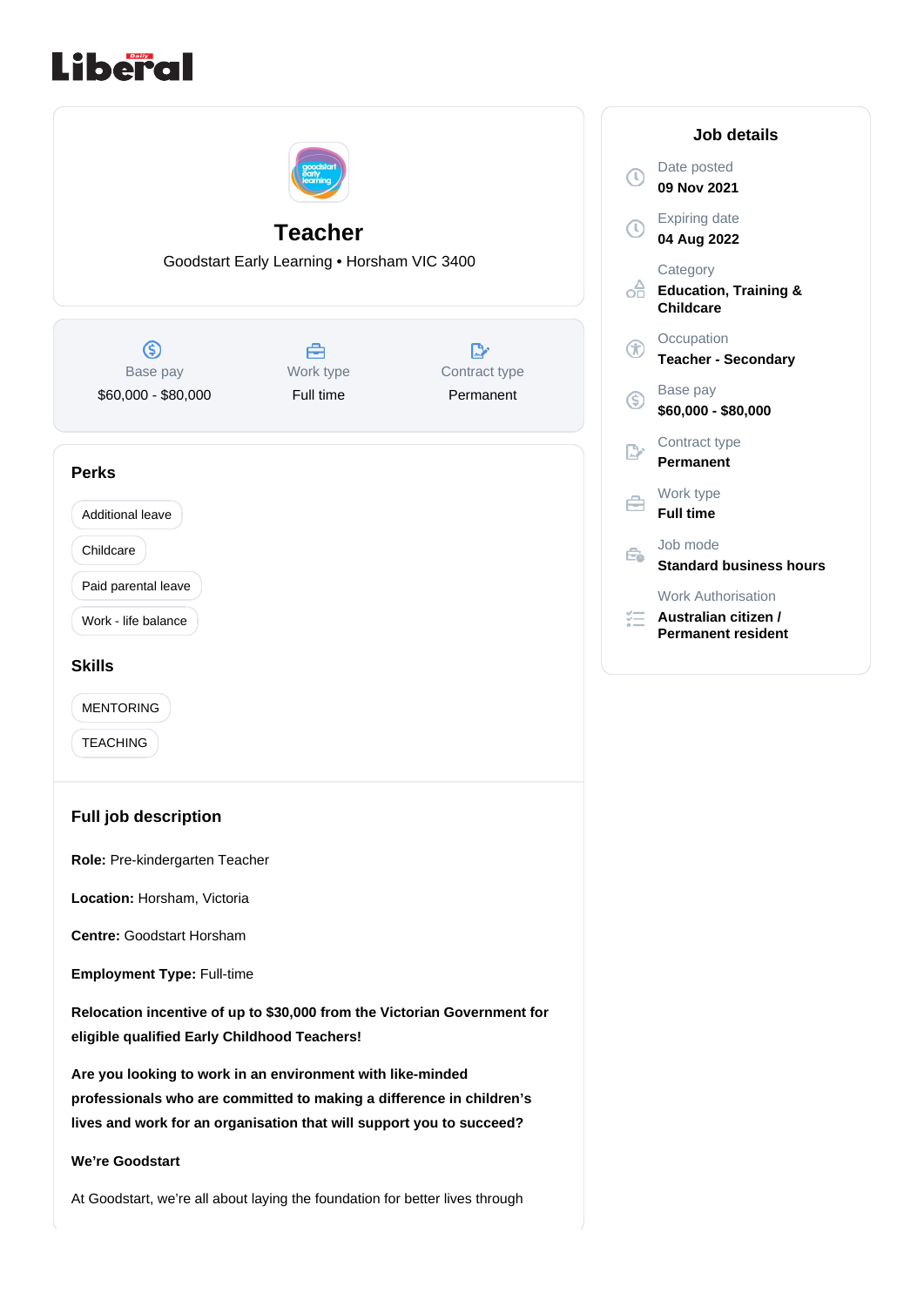# Teacher

Goodstart Early Learning • Horsham VIC 3400

| Base pay | Work type | Contract type |
| --- | --- | --- |
| $60,000 - $80,000 | Full time | Permanent |

## Perks

- Additional leave
- Childcare
- Paid parental leave
- Work - life balance

## Skills

- MENTORING
- TEACHING

## Full job description

**Role:** Pre-kindergarten Teacher

**Location:** Horsham, Victoria

**Centre:** Goodstart Horsham

**Employment Type:** Full-time

**Relocation incentive of up to $30,000 from the Victorian Government for eligible qualified Early Childhood Teachers!**

**Are you looking to work in an environment with like-minded professionals who are committed to making a difference in children's lives and work for an organisation that will support you to succeed?**

**We're Goodstart**

At Goodstart, we're all about laying the foundation for better lives through

## Job details

Date posted
**09 Nov 2021**

Expiring date
**04 Aug 2022**

Category
**Education, Training & Childcare**

Occupation
**Teacher - Secondary**

Base pay
**$60,000 - $80,000**

Contract type
**Permanent**

Work type
**Full time**

Job mode
**Standard business hours**

Work Authorisation
**Australian citizen / Permanent resident**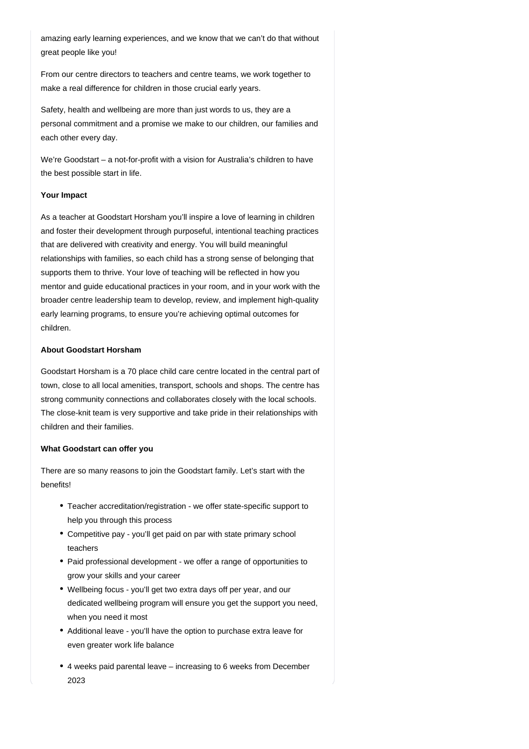amazing early learning experiences, and we know that we can't do that without great people like you!

From our centre directors to teachers and centre teams, we work together to make a real difference for children in those crucial early years.

Safety, health and wellbeing are more than just words to us, they are a personal commitment and a promise we make to our children, our families and each other every day.

We're Goodstart – a not-for-profit with a vision for Australia's children to have the best possible start in life.

**Your Impact**

As a teacher at Goodstart Horsham you'll inspire a love of learning in children and foster their development through purposeful, intentional teaching practices that are delivered with creativity and energy. You will build meaningful relationships with families, so each child has a strong sense of belonging that supports them to thrive. Your love of teaching will be reflected in how you mentor and guide educational practices in your room, and in your work with the broader centre leadership team to develop, review, and implement high-quality early learning programs, to ensure you're achieving optimal outcomes for children.

**About Goodstart Horsham**

Goodstart Horsham is a 70 place child care centre located in the central part of town, close to all local amenities, transport, schools and shops. The centre has strong community connections and collaborates closely with the local schools. The close-knit team is very supportive and take pride in their relationships with children and their families.

**What Goodstart can offer you**

There are so many reasons to join the Goodstart family. Let's start with the benefits!

- Teacher accreditation/registration - we offer state-specific support to help you through this process
- Competitive pay - you'll get paid on par with state primary school teachers
- Paid professional development - we offer a range of opportunities to grow your skills and your career
- Wellbeing focus - you'll get two extra days off per year, and our dedicated wellbeing program will ensure you get the support you need, when you need it most
- Additional leave - you'll have the option to purchase extra leave for even greater work life balance
- 4 weeks paid parental leave – increasing to 6 weeks from December 2023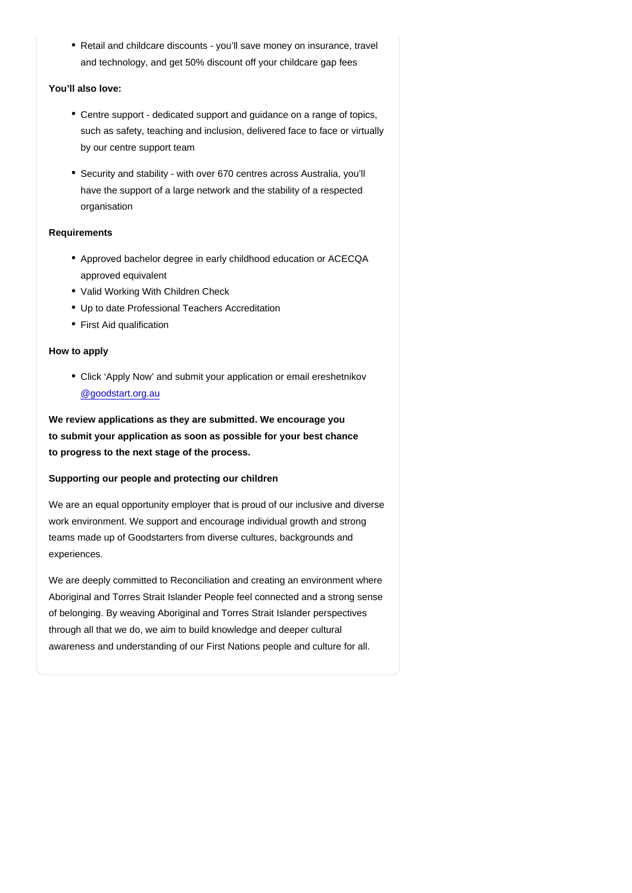- Retail and childcare discounts - you'll save money on insurance, travel and technology, and get 50% discount off your childcare gap fees

**You'll also love:**

- Centre support - dedicated support and guidance on a range of topics, such as safety, teaching and inclusion, delivered face to face or virtually by our centre support team
- Security and stability - with over 670 centres across Australia, you'll have the support of a large network and the stability of a respected organisation

**Requirements**

- Approved bachelor degree in early childhood education or ACECQA approved equivalent
- Valid Working With Children Check
- Up to date Professional Teachers Accreditation
- First Aid qualification

**How to apply**

- Click 'Apply Now' and submit your application or email ereshetnikov @goodstart.org.au

**We review applications as they are submitted. We encourage you to submit your application as soon as possible for your best chance to progress to the next stage of the process.**

**Supporting our people and protecting our children**

We are an equal opportunity employer that is proud of our inclusive and diverse work environment. We support and encourage individual growth and strong teams made up of Goodstarters from diverse cultures, backgrounds and experiences.

We are deeply committed to Reconciliation and creating an environment where Aboriginal and Torres Strait Islander People feel connected and a strong sense of belonging. By weaving Aboriginal and Torres Strait Islander perspectives through all that we do, we aim to build knowledge and deeper cultural awareness and understanding of our First Nations people and culture for all.